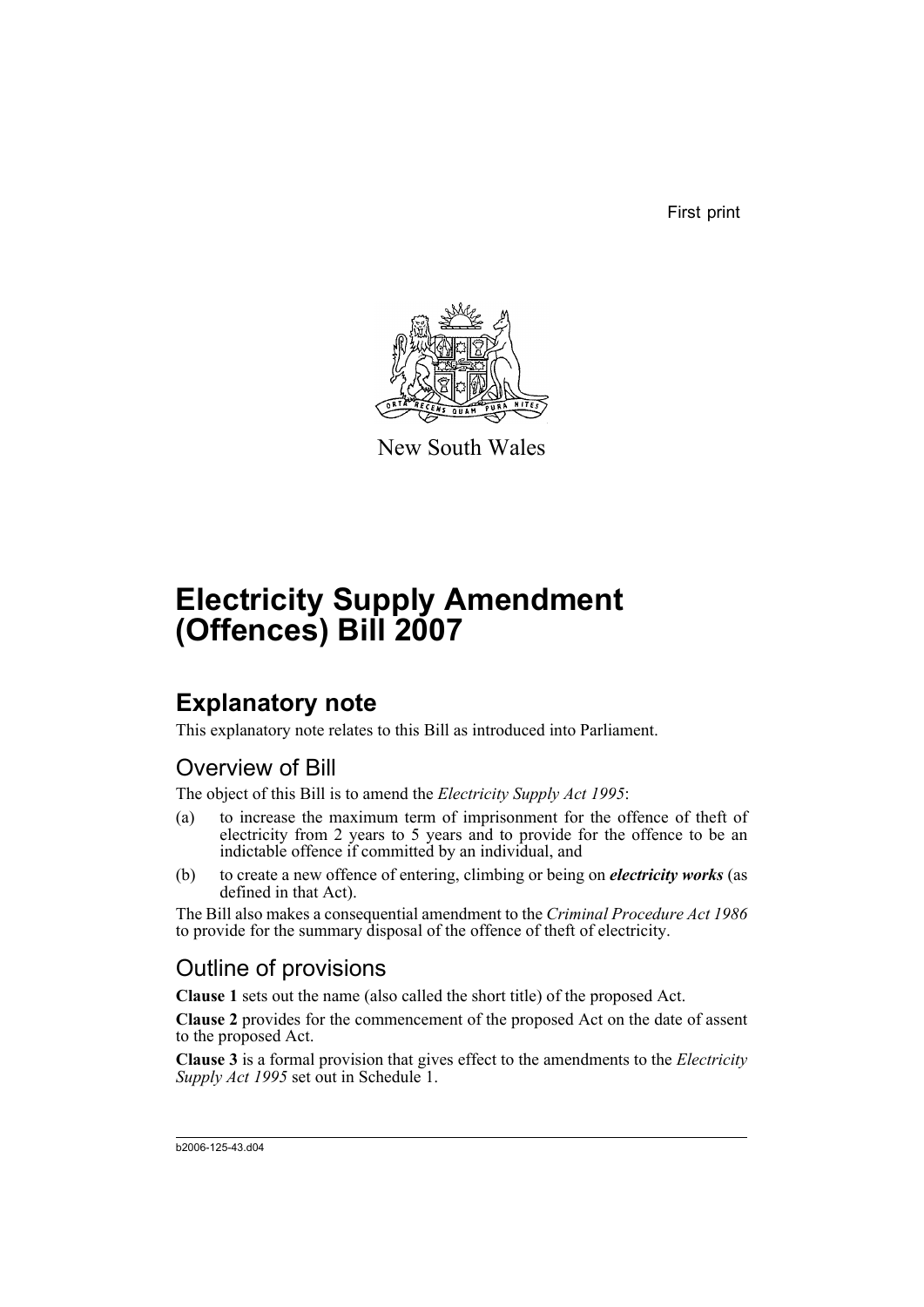First print

New South Wales

# Electricity Supply Amendment (Offences) Bill 2007

## Explanatory note

This explanatory note relates to this Bill as introduced into Parliament.

### Overview of Bill

The object of this Bill is to amend the *Electricity Supply Act 1995*:

(a) to increase the maximum term of imprisonment for the offence of theft of electricity from 2 years to 5 years and to provide for the offence to be an indictable offence if committed by an individual, and

(b) to create a new offence of entering, climbing or being on ***electricity works*** (as defined in that Act).

The Bill also makes a consequential amendment to the *Criminal Procedure Act 1986* to provide for the summary disposal of the offence of theft of electricity.

### Outline of provisions

**Clause 1** sets out the name (also called the short title) of the proposed Act.

**Clause 2** provides for the commencement of the proposed Act on the date of assent to the proposed Act.

**Clause 3** is a formal provision that gives effect to the amendments to the *Electricity Supply Act 1995* set out in Schedule 1.

b2006-125-43.d04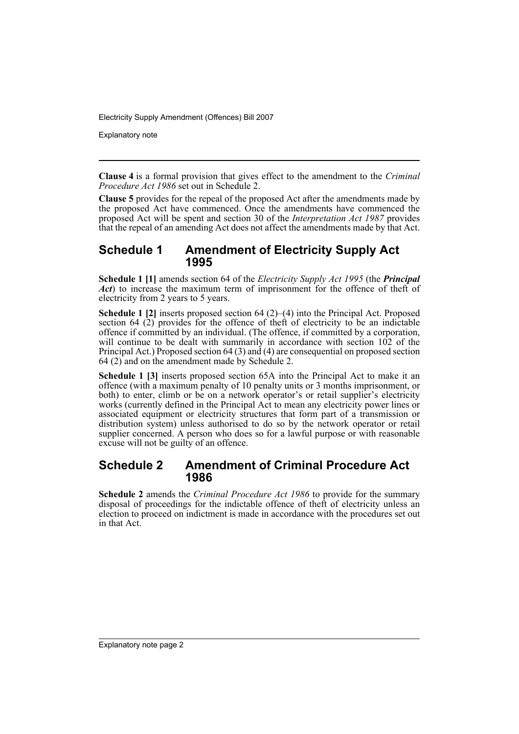**Clause 4** is a formal provision that gives effect to the amendment to the *Criminal Procedure Act 1986* set out in Schedule 2.

**Clause 5** provides for the repeal of the proposed Act after the amendments made by the proposed Act have commenced. Once the amendments have commenced the proposed Act will be spent and section 30 of the *Interpretation Act 1987* provides that the repeal of an amending Act does not affect the amendments made by that Act.

## Schedule 1 Amendment of Electricity Supply Act 1995

**Schedule 1 [1]** amends section 64 of the *Electricity Supply Act 1995* (the ***Principal Act***) to increase the maximum term of imprisonment for the offence of theft of electricity from 2 years to 5 years.

**Schedule 1 [2]** inserts proposed section 64 (2)–(4) into the Principal Act. Proposed section 64 (2) provides for the offence of theft of electricity to be an indictable offence if committed by an individual. (The offence, if committed by a corporation, will continue to be dealt with summarily in accordance with section 102 of the Principal Act.) Proposed section 64 (3) and (4) are consequential on proposed section 64 (2) and on the amendment made by Schedule 2.

**Schedule 1 [3]** inserts proposed section 65A into the Principal Act to make it an offence (with a maximum penalty of 10 penalty units or 3 months imprisonment, or both) to enter, climb or be on a network operator's or retail supplier's electricity works (currently defined in the Principal Act to mean any electricity power lines or associated equipment or electricity structures that form part of a transmission or distribution system) unless authorised to do so by the network operator or retail supplier concerned. A person who does so for a lawful purpose or with reasonable excuse will not be guilty of an offence.

## Schedule 2 Amendment of Criminal Procedure Act 1986

**Schedule 2** amends the *Criminal Procedure Act 1986* to provide for the summary disposal of proceedings for the indictable offence of theft of electricity unless an election to proceed on indictment is made in accordance with the procedures set out in that Act.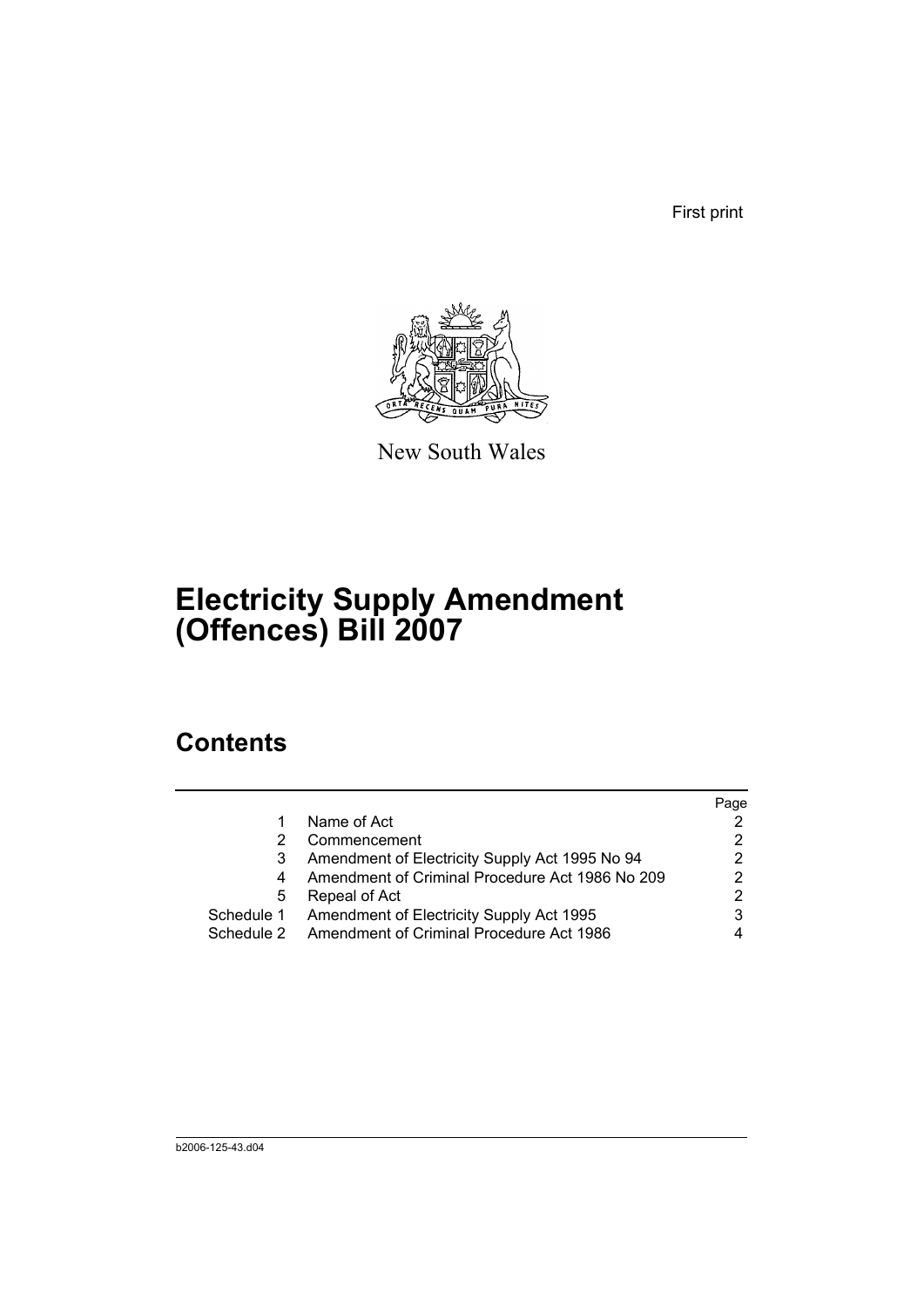First print

New South Wales

# Electricity Supply Amendment (Offences) Bill 2007

## Contents

| | | Page |
|---|---|---|
| 1 | Name of Act | 2 |
| 2 | Commencement | 2 |
| 3 | Amendment of Electricity Supply Act 1995 No 94 | 2 |
| 4 | Amendment of Criminal Procedure Act 1986 No 209 | 2 |
| 5 | Repeal of Act | 2 |
| Schedule 1 | Amendment of Electricity Supply Act 1995 | 3 |
| Schedule 2 | Amendment of Criminal Procedure Act 1986 | 4 |

b2006-125-43.d04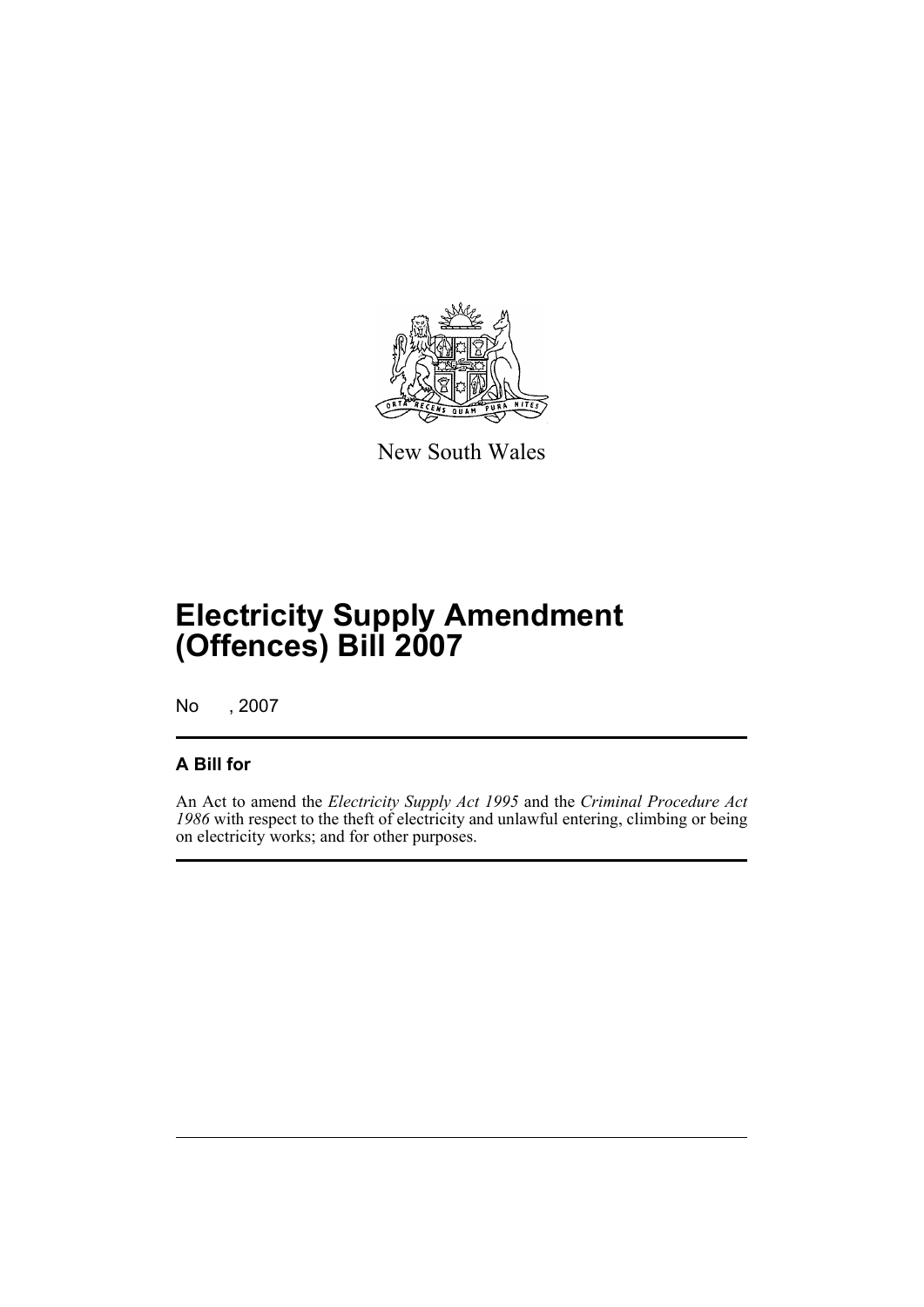New South Wales

# Electricity Supply Amendment (Offences) Bill 2007

No , 2007

## A Bill for

An Act to amend the *Electricity Supply Act 1995* and the *Criminal Procedure Act 1986* with respect to the theft of electricity and unlawful entering, climbing or being on electricity works; and for other purposes.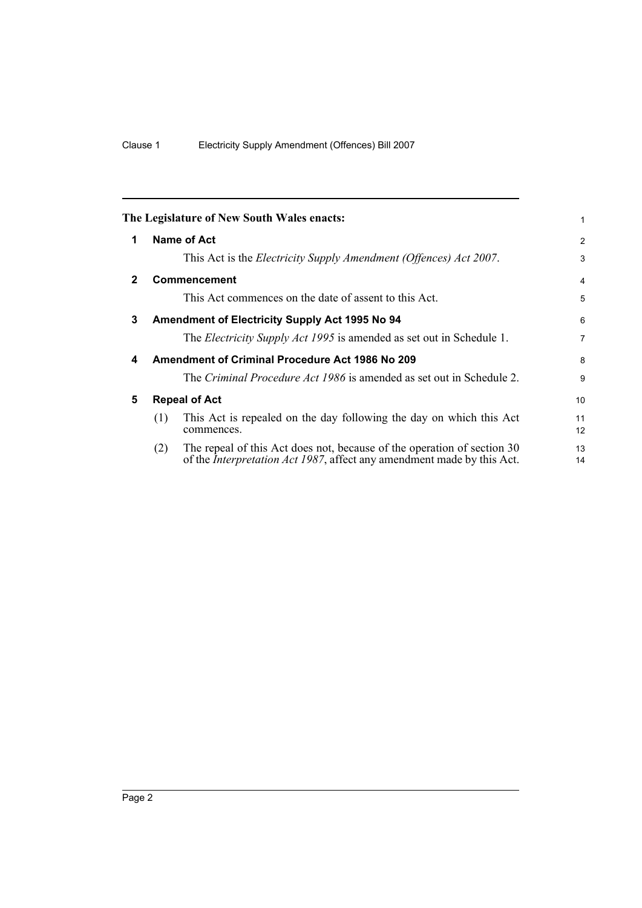**The Legislature of New South Wales enacts:**

## 1 Name of Act

This Act is the *Electricity Supply Amendment (Offences) Act 2007*.

## 2 Commencement

This Act commences on the date of assent to this Act.

## 3 Amendment of Electricity Supply Act 1995 No 94

The *Electricity Supply Act 1995* is amended as set out in Schedule 1.

## 4 Amendment of Criminal Procedure Act 1986 No 209

The *Criminal Procedure Act 1986* is amended as set out in Schedule 2.

## 5 Repeal of Act

(1) This Act is repealed on the day following the day on which this Act commences.

(2) The repeal of this Act does not, because of the operation of section 30 of the *Interpretation Act 1987*, affect any amendment made by this Act.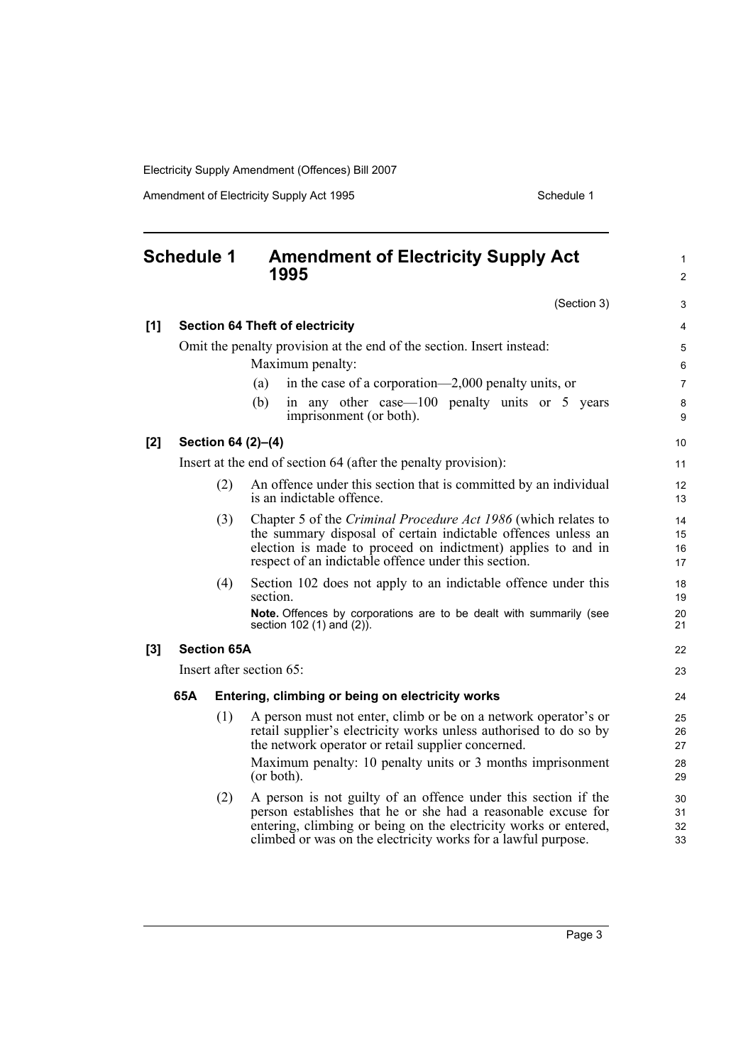## Schedule 1 Amendment of Electricity Supply Act 1995

(Section 3)

**[1] Section 64 Theft of electricity**

Omit the penalty provision at the end of the section. Insert instead:

Maximum penalty:

(a) in the case of a corporation—2,000 penalty units, or

(b) in any other case—100 penalty units or 5 years imprisonment (or both).

**[2] Section 64 (2)–(4)**

Insert at the end of section 64 (after the penalty provision):

(2) An offence under this section that is committed by an individual is an indictable offence.

(3) Chapter 5 of the *Criminal Procedure Act 1986* (which relates to the summary disposal of certain indictable offences unless an election is made to proceed on indictment) applies to and in respect of an indictable offence under this section.

(4) Section 102 does not apply to an indictable offence under this section.

**Note.** Offences by corporations are to be dealt with summarily (see section 102 (1) and (2)).

**[3] Section 65A**

Insert after section 65:

### 65A Entering, climbing or being on electricity works

(1) A person must not enter, climb or be on a network operator's or retail supplier's electricity works unless authorised to do so by the network operator or retail supplier concerned.

Maximum penalty: 10 penalty units or 3 months imprisonment (or both).

(2) A person is not guilty of an offence under this section if the person establishes that he or she had a reasonable excuse for entering, climbing or being on the electricity works or entered, climbed or was on the electricity works for a lawful purpose.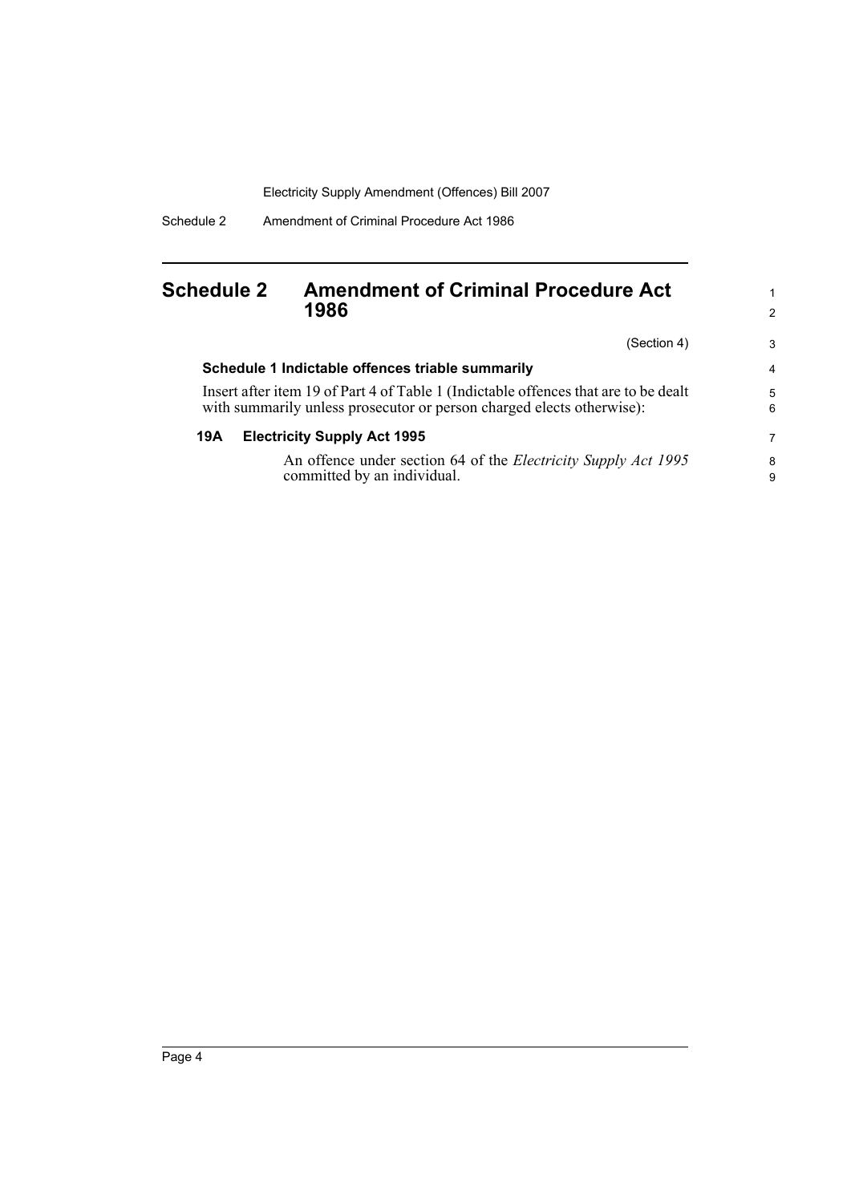## Schedule 2 Amendment of Criminal Procedure Act 1986

(Section 4)

### Schedule 1 Indictable offences triable summarily

Insert after item 19 of Part 4 of Table 1 (Indictable offences that are to be dealt with summarily unless prosecutor or person charged elects otherwise):

**19A Electricity Supply Act 1995**

An offence under section 64 of the *Electricity Supply Act 1995* committed by an individual.